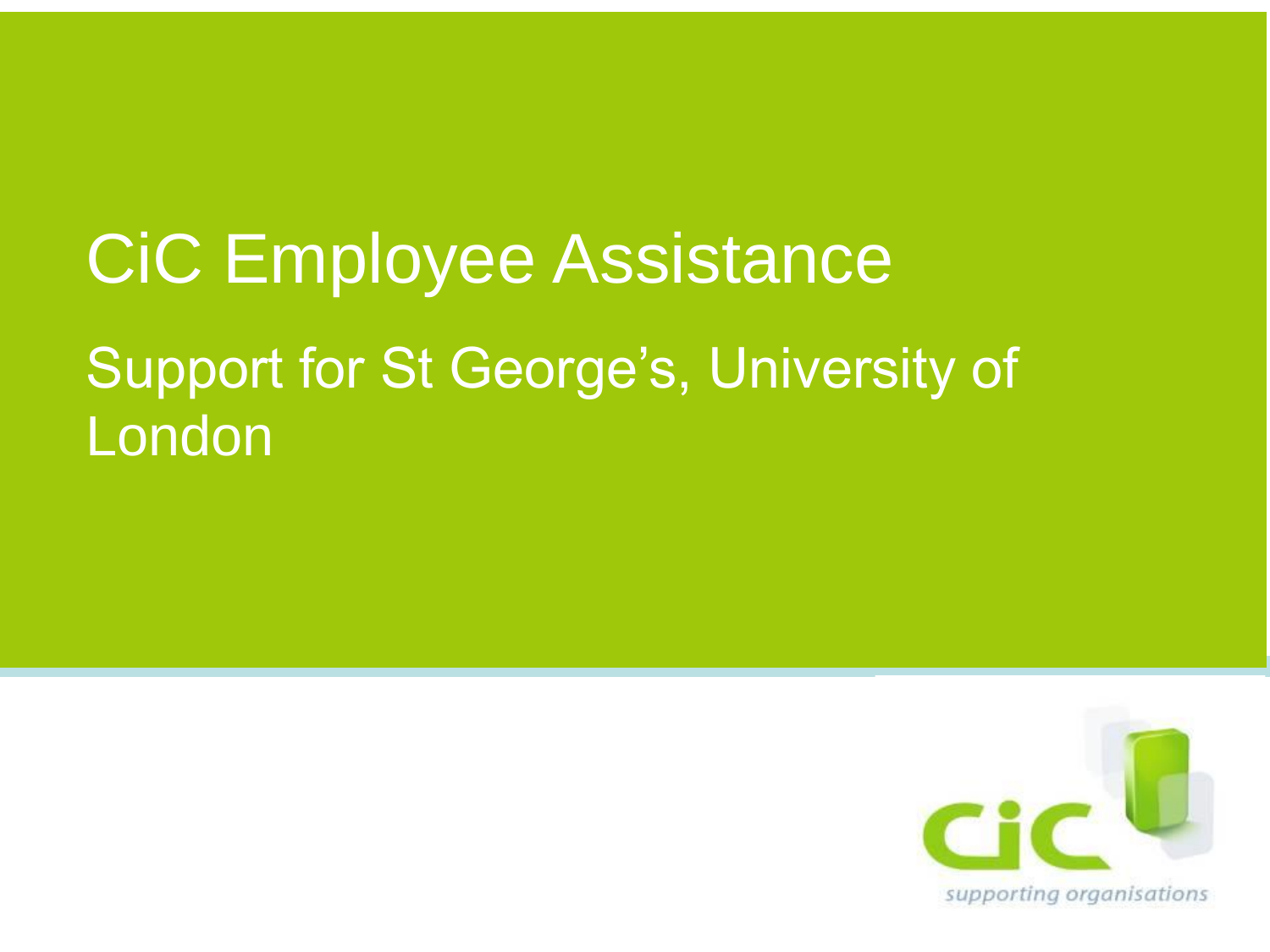# CiC Employee Assistance

## Support for St George's, University of London

cic

*supporting organisations*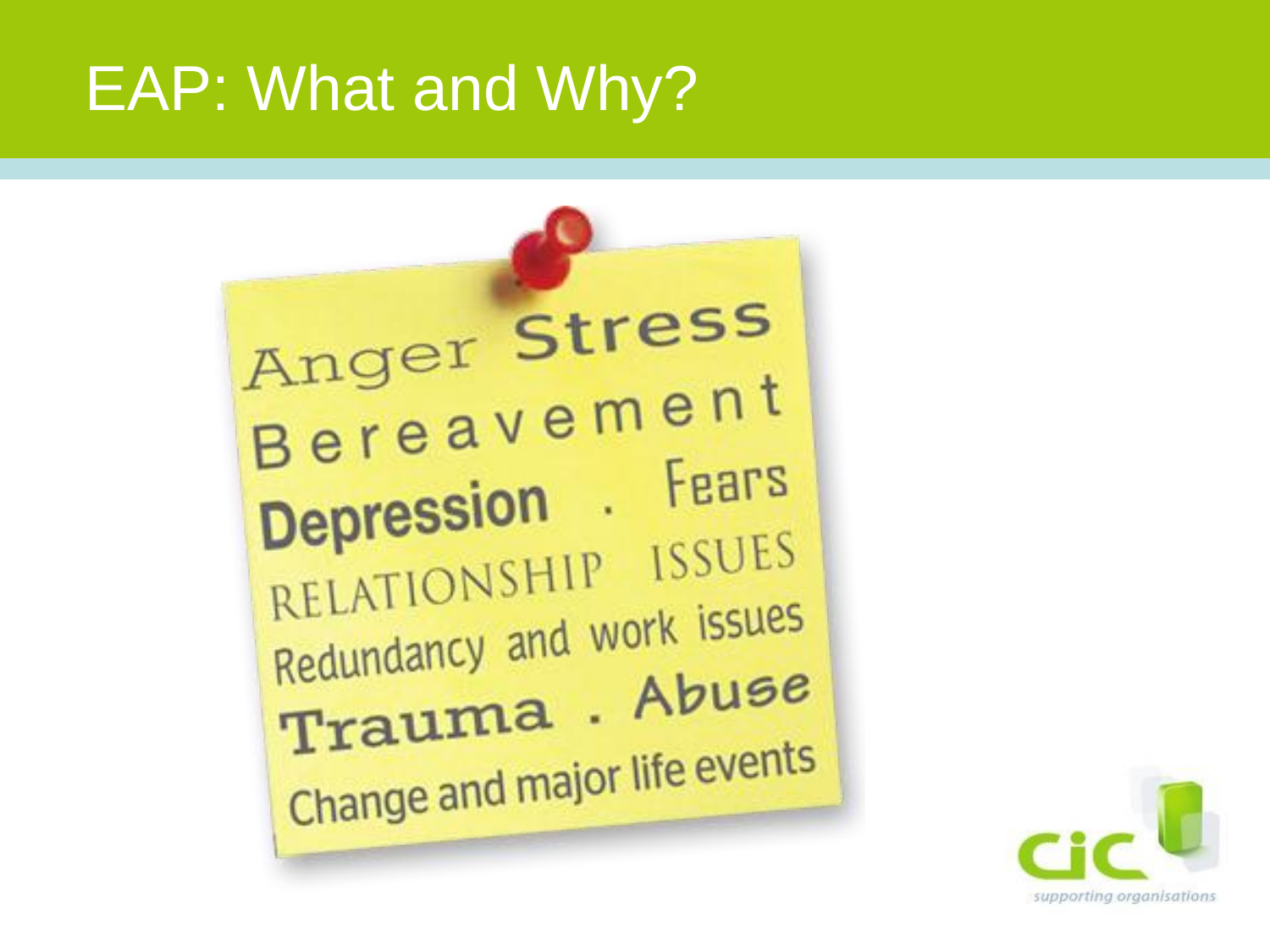# EAP: What and Why?

Anger Stress
Bereavement
Depression . Fears
RELATIONSHIP ISSUES
Redundancy and work issues
Trauma . Abuse
Change and major life events

cic
supporting organisations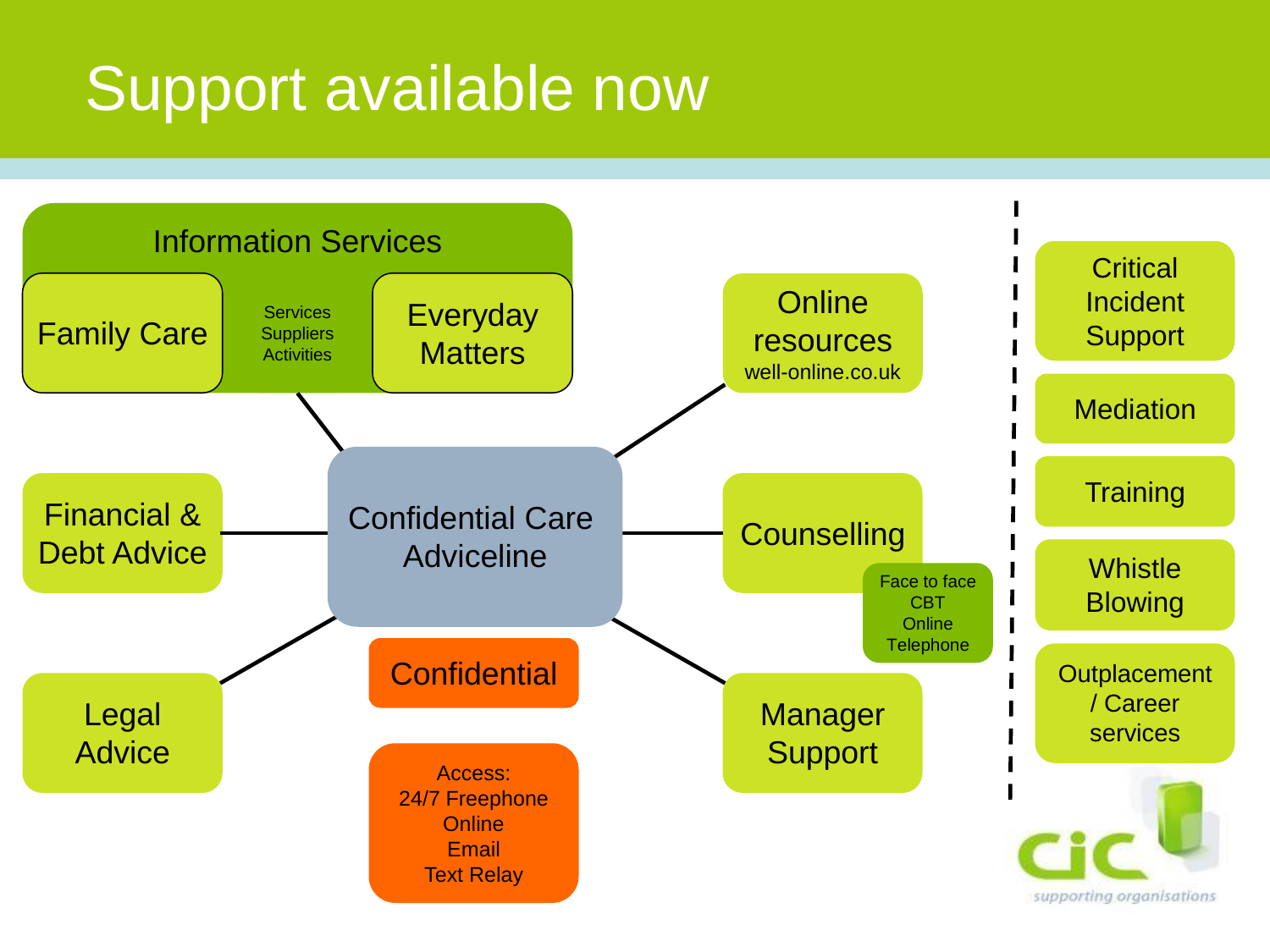# Support available now

## Confidential Care Adviceline

**Information Services**
- Family Care
- Services / Suppliers / Activities
- Everyday Matters

**Online resources**
well-online.co.uk

**Financial & Debt Advice**

**Counselling**
- Face to face
- CBT
- Online
- Telephone

**Legal Advice**

**Manager Support**

**Confidential**

**Access:**
- 24/7 Freephone
- Online
- Email
- Text Relay

---

- Critical Incident Support
- Mediation
- Training
- Whistle Blowing
- Outplacement / Career services

cic
supporting organisations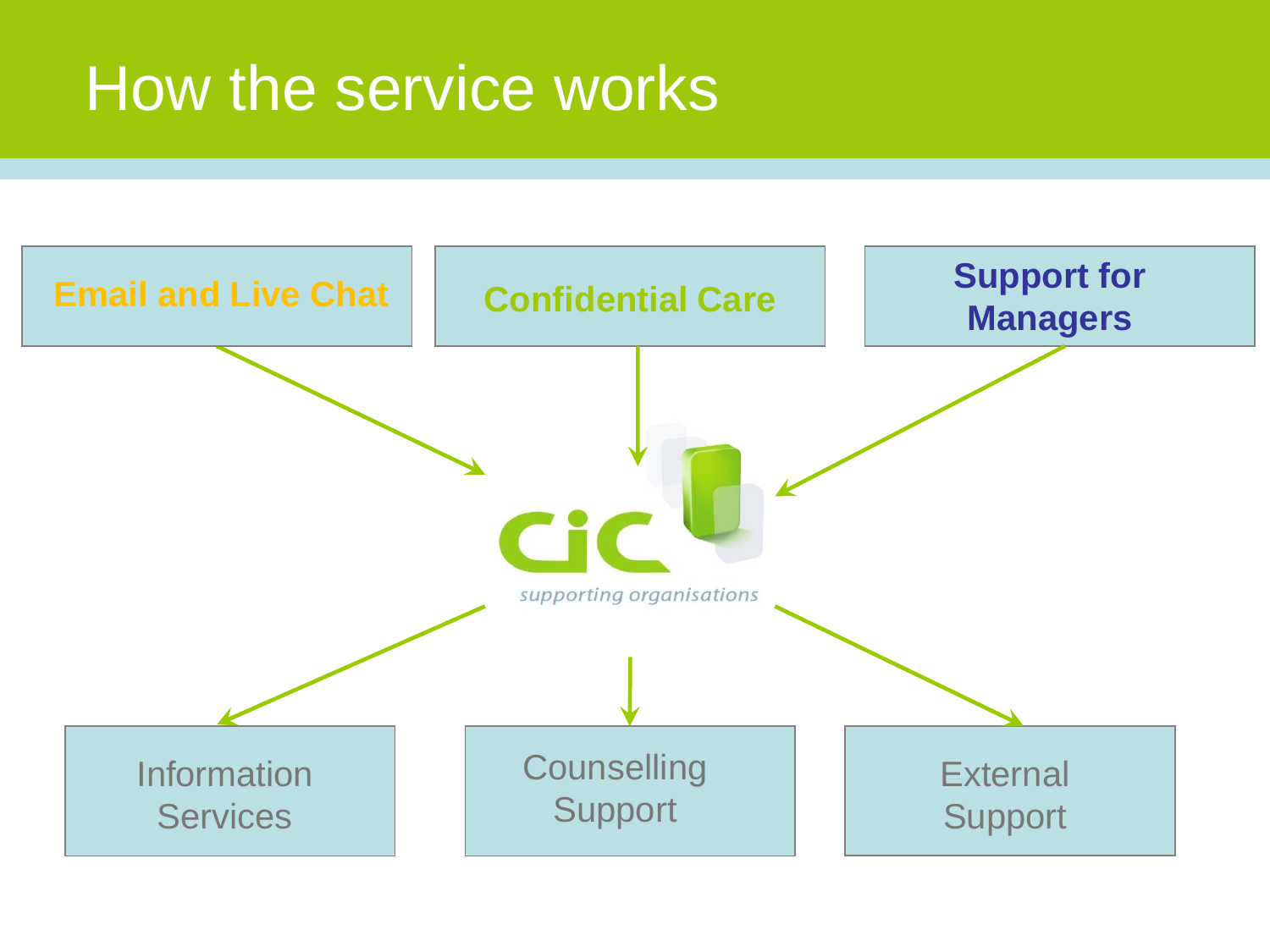# How the service works

**Email and Live Chat**

**Confidential Care**

**Support for Managers**

cic

*supporting organisations*

Information Services

Counselling Support

External Support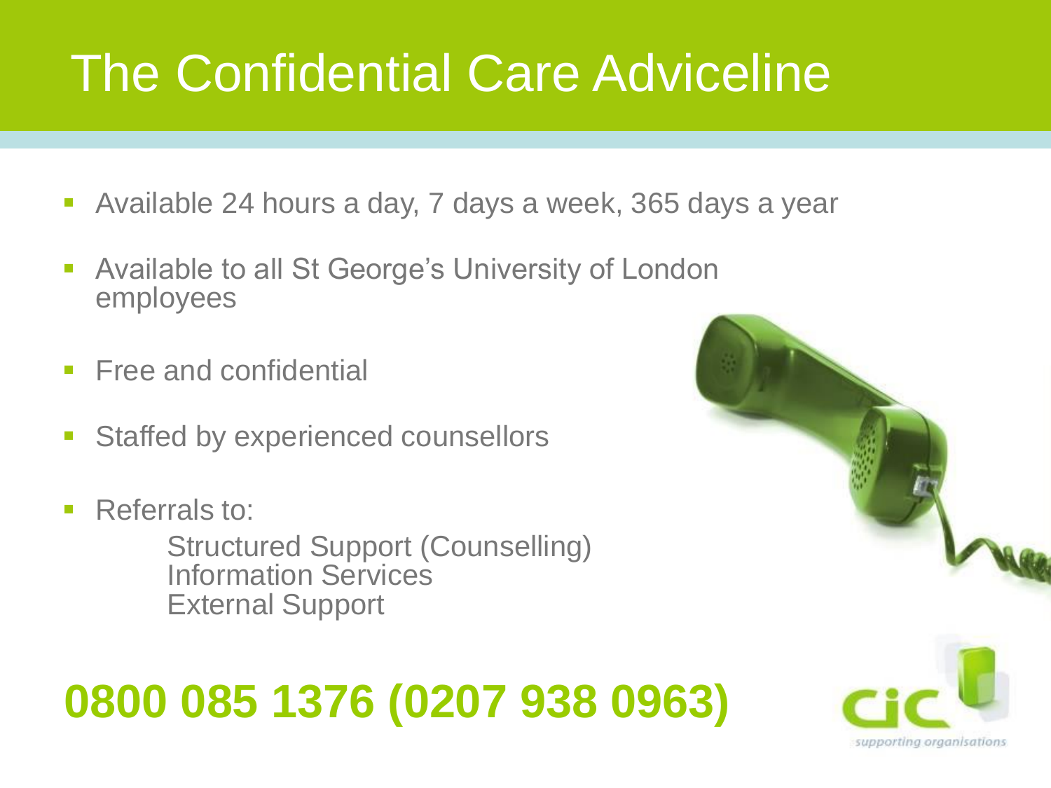# The Confidential Care Adviceline

- Available 24 hours a day, 7 days a week, 365 days a year
- Available to all St George's University of London employees
- Free and confidential
- Staffed by experienced counsellors
- Referrals to:
  - Structured Support (Counselling)
  - Information Services
  - External Support

**0800 085 1376 (0207 938 0963)**

cic supporting organisations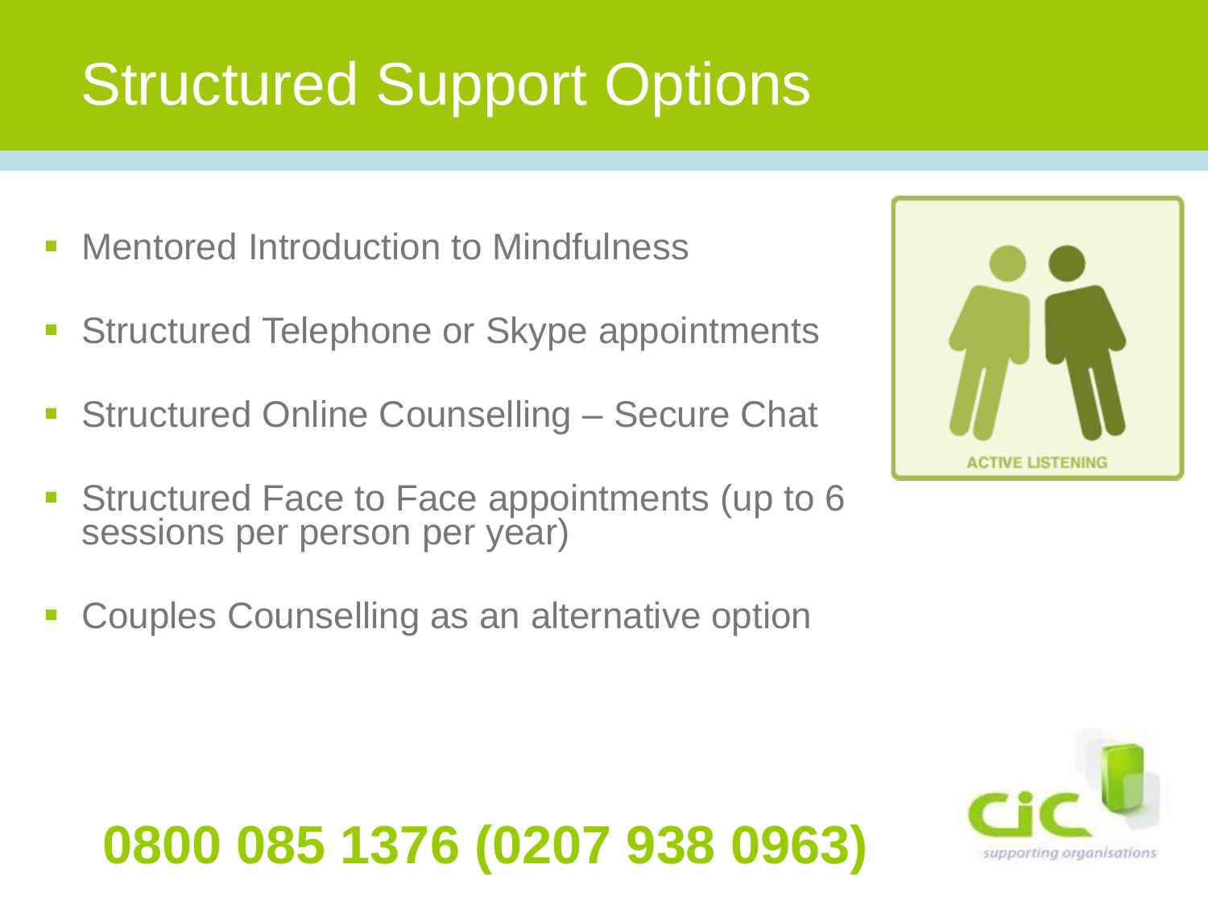# Structured Support Options

- Mentored Introduction to Mindfulness
- Structured Telephone or Skype appointments
- Structured Online Counselling – Secure Chat
- Structured Face to Face appointments (up to 6 sessions per person per year)
- Couples Counselling as an alternative option

**0800 085 1376 (0207 938 0963)**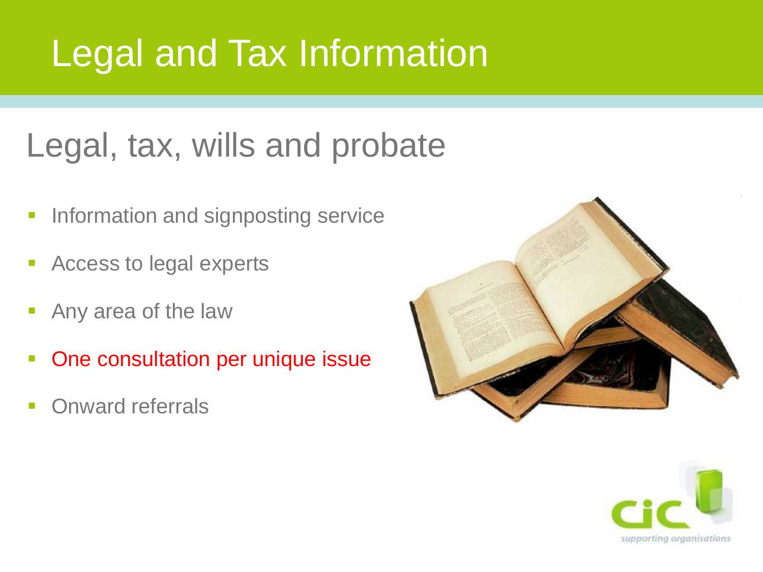# Legal and Tax Information

## Legal, tax, wills and probate

- Information and signposting service
- Access to legal experts
- Any area of the law
- One consultation per unique issue
- Onward referrals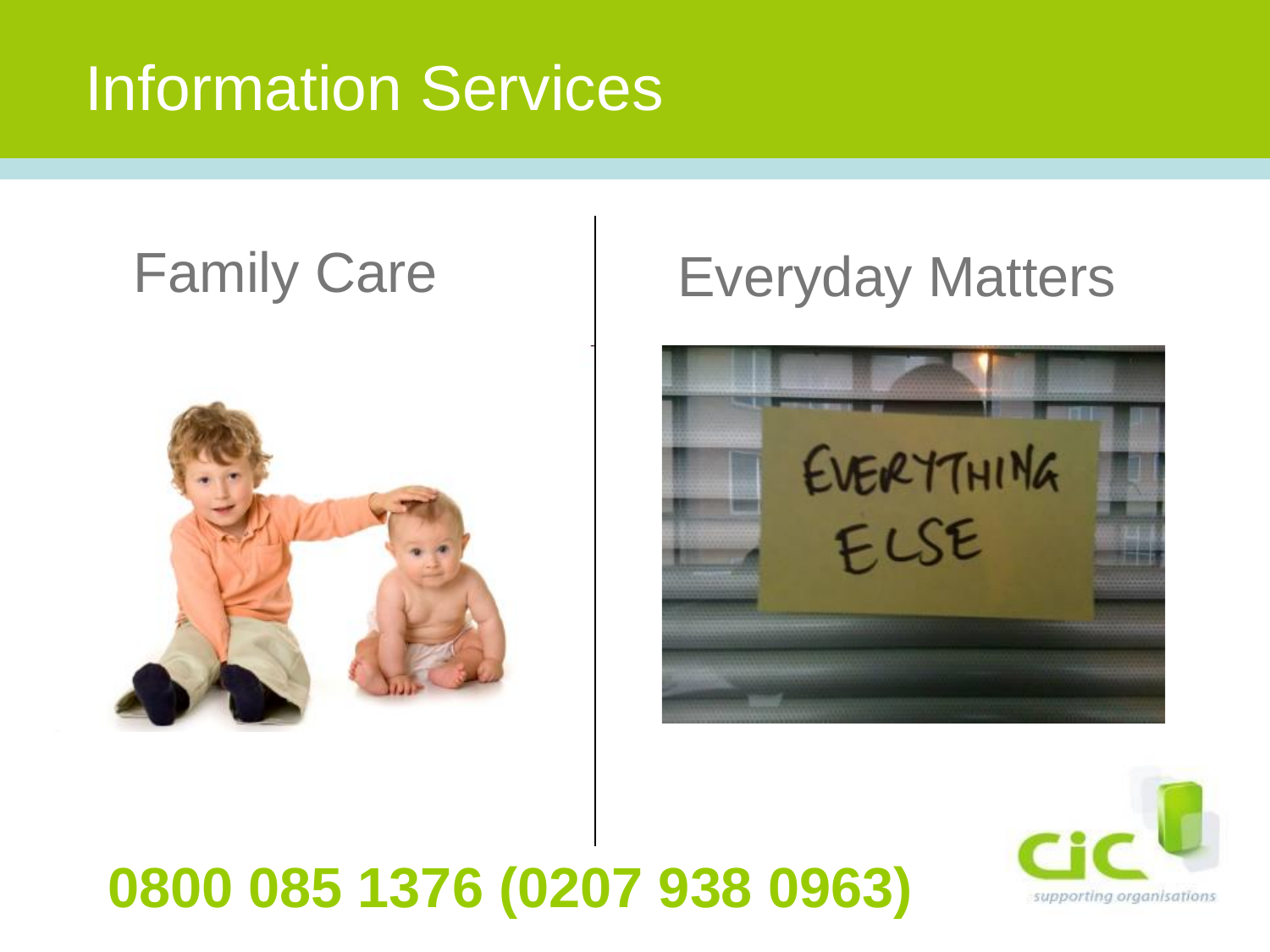# Information Services

## Family Care

## Everyday Matters

**0800 085 1376 (0207 938 0963)**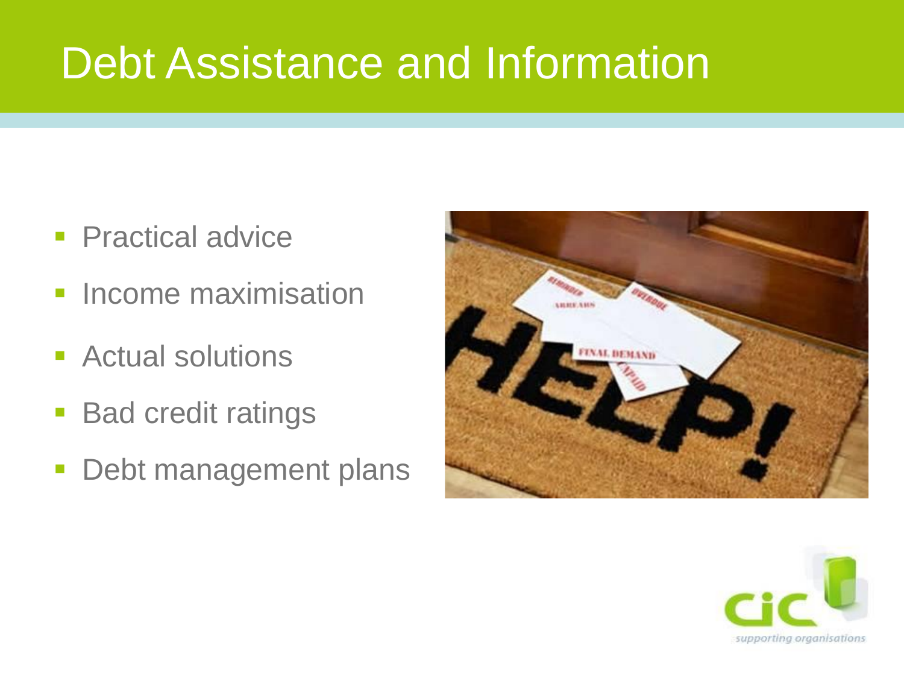# Debt Assistance and Information

- Practical advice
- Income maximisation
- Actual solutions
- Bad credit ratings
- Debt management plans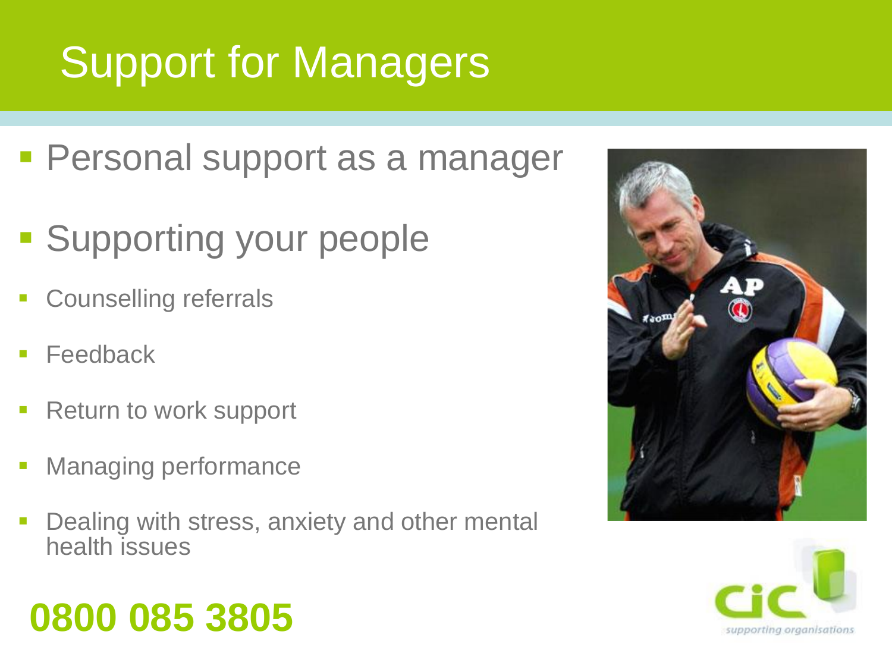# Support for Managers

- Personal support as a manager
- Supporting your people
- Counselling referrals
- Feedback
- Return to work support
- Managing performance
- Dealing with stress, anxiety and other mental health issues

**0800 085 3805**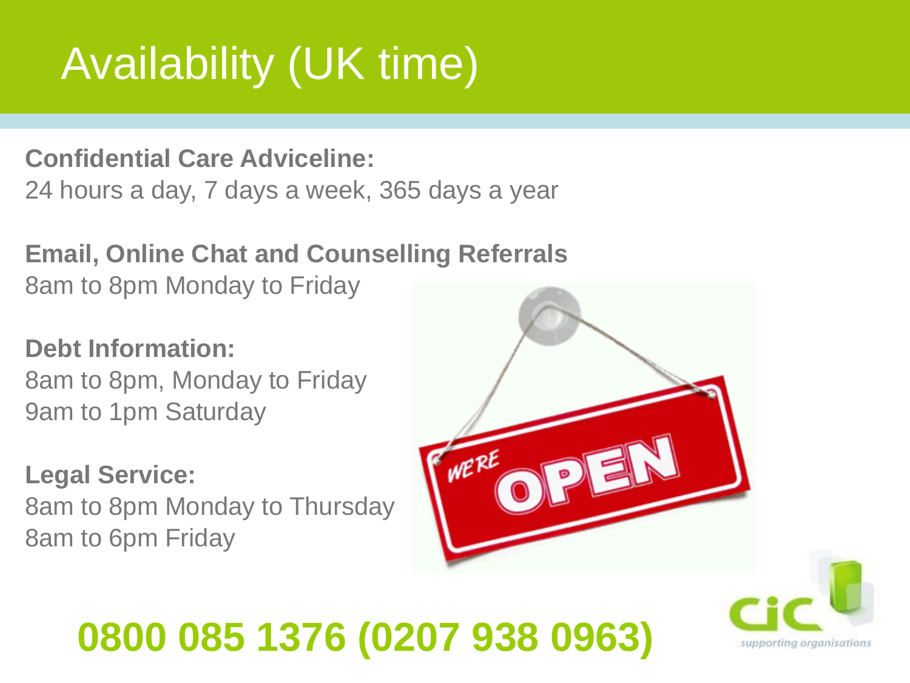# Availability (UK time)

**Confidential Care Adviceline:**
24 hours a day, 7 days a week, 365 days a year

**Email, Online Chat and Counselling Referrals**
8am to 8pm Monday to Friday

**Debt Information:**
8am to 8pm, Monday to Friday
9am to 1pm Saturday

**Legal Service:**
8am to 8pm Monday to Thursday
8am to 6pm Friday

**0800 085 1376 (0207 938 0963)**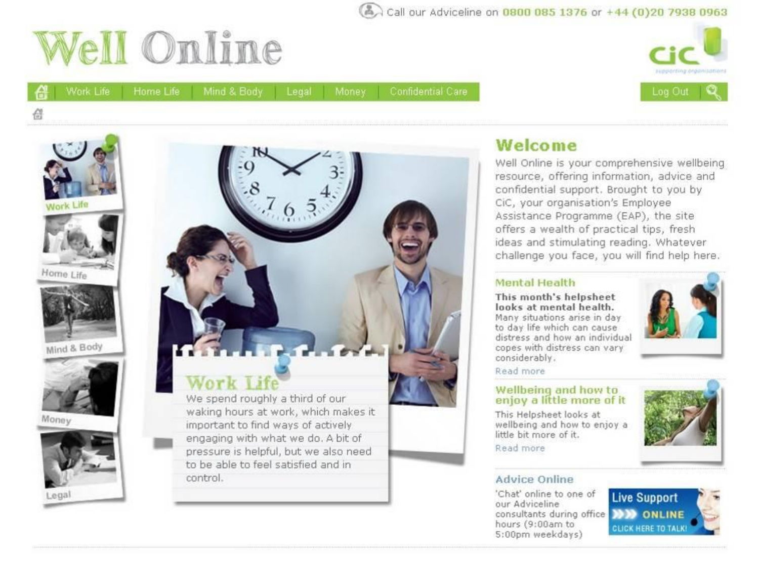Call our Adviceline on 0800 085 1376 or +44 (0)20 7938 0963

# Well Online

CiC supporting organisations

Work Life | Home Life | Mind & Body | Legal | Money | Confidential Care

Log Out

Work Life

Home Life

Mind & Body

Money

Legal

## Work Life

We spend roughly a third of our waking hours at work, which makes it important to find ways of actively engaging with what we do. A bit of pressure is helpful, but we also need to be able to feel satisfied and in control.

## Welcome

Well Online is your comprehensive wellbeing resource, offering information, advice and confidential support. Brought to you by CiC, your organisation's Employee Assistance Programme (EAP), the site offers a wealth of practical tips, fresh ideas and stimulating reading. Whatever challenge you face, you will find help here.

### Mental Health

**This month's helpsheet looks at mental health.**

Many situations arise in day to day life which can cause distress and how an individual copes with distress can vary considerably.

Read more

### Wellbeing and how to enjoy a little more of it

This Helpsheet looks at wellbeing and how to enjoy a little bit more of it.

Read more

### Advice Online

'Chat' online to one of our Adviceline consultants during office hours (9:00am to 5:00pm weekdays)

Live Support ONLINE CLICK HERE TO TALK!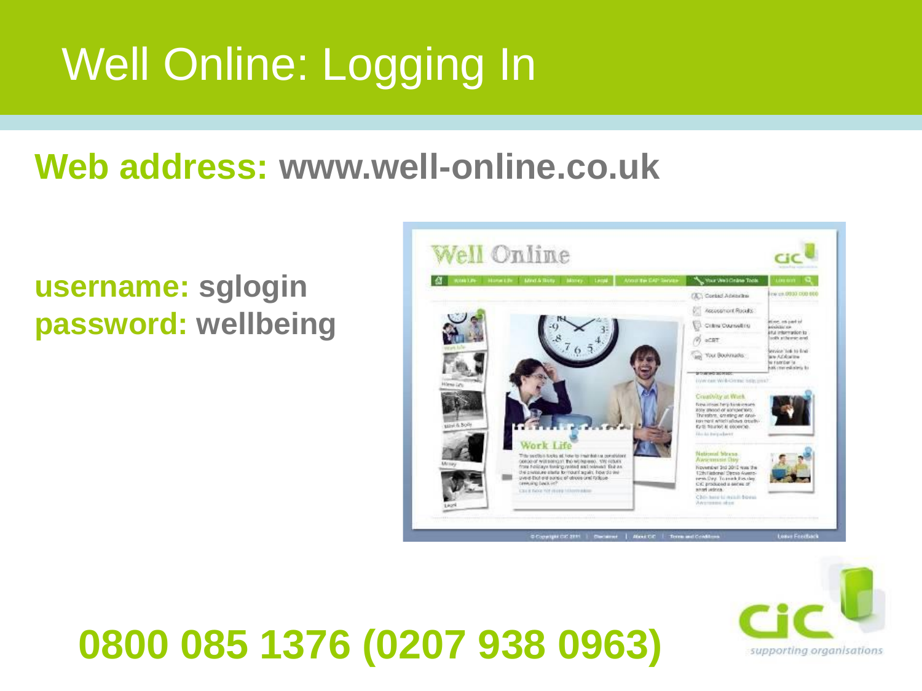# Well Online: Logging In

**Web address: www.well-online.co.uk**

**username: sglogin**
**password: wellbeing**

**0800 085 1376 (0207 938 0963)**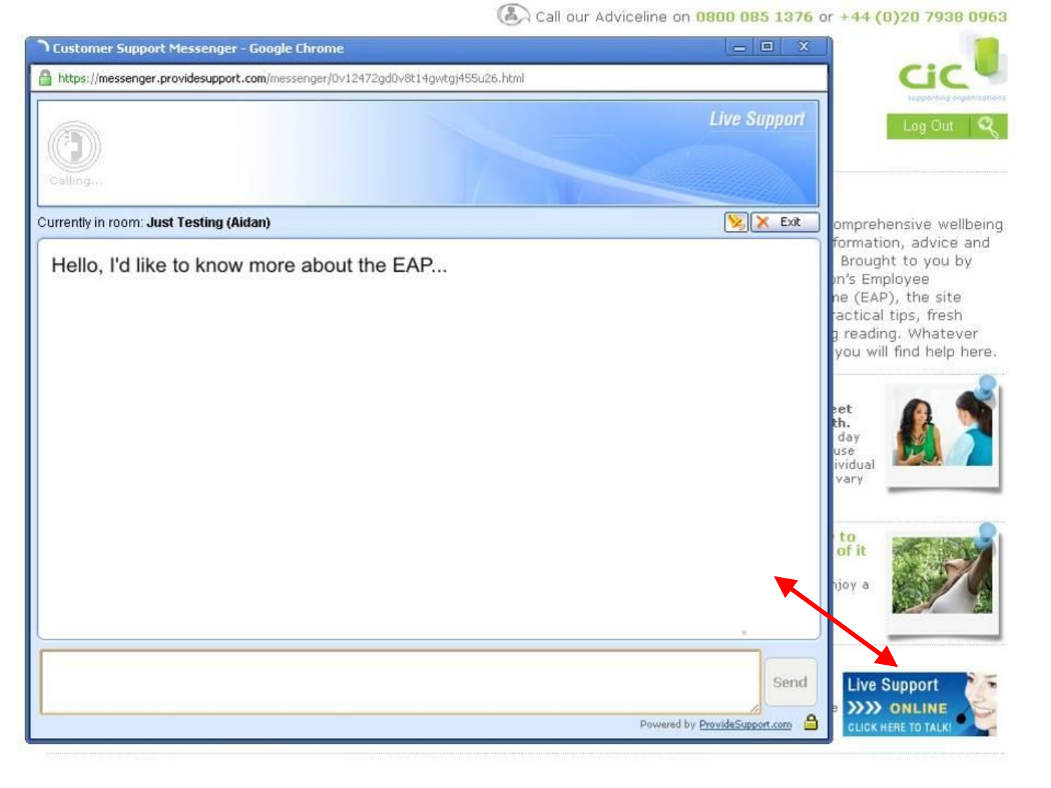Call our Adviceline on 0800 085 1376 or +44 (0)20 7938 0963

Customer Support Messenger - Google Chrome

https://messenger.providesupport.com/messenger/0v12472gd0v8t14gwtgj455u26.html

Live Support

Calling...

Currently in room: **Just Testing (Aidan)**

Exit

Hello, I'd like to know more about the EAP...

Send

Powered by ProvideSupport.com

cic

supporting organisations

Log Out

omprehensive wellbeing formation, advice and Brought to you by n's Employee ne (EAP), the site actical tips, fresh g reading. Whatever you will find help here.

Live Support

ONLINE

CLICK HERE TO TALK!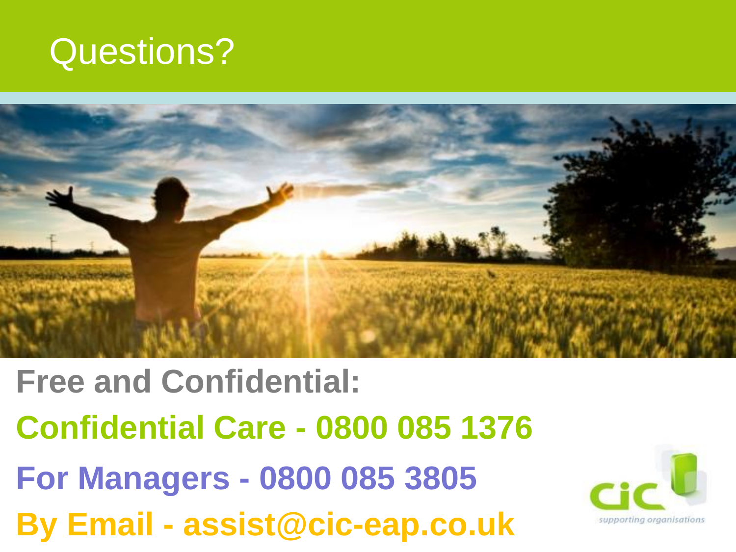# Questions?

**Free and Confidential:**

**Confidential Care - 0800 085 1376**

**For Managers - 0800 085 3805**

**By Email - assist@cic-eap.co.uk**

cic supporting organisations